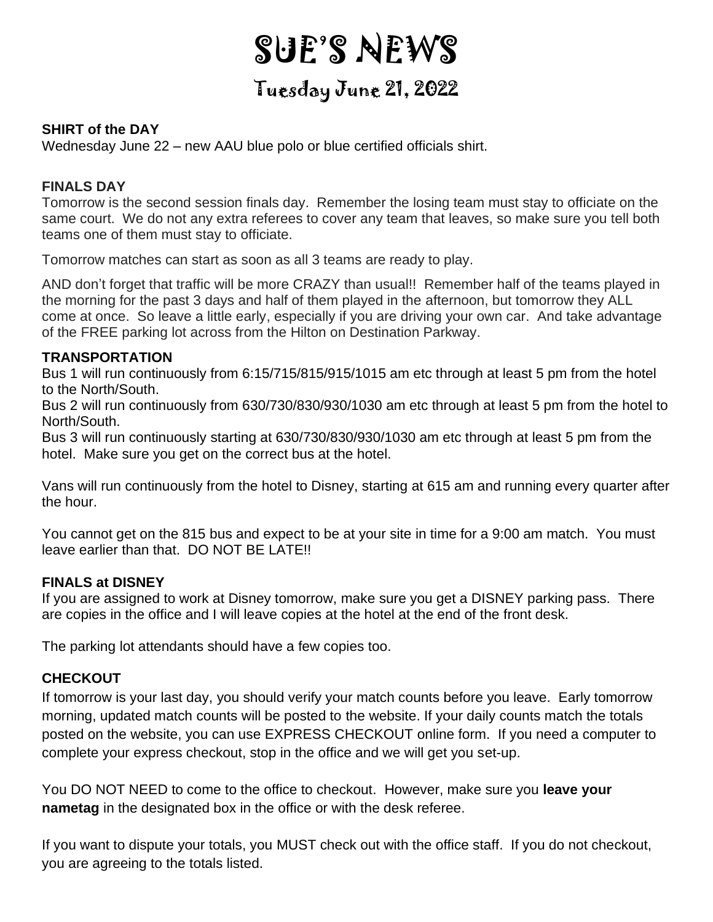# SUE'S NEWS

## Tuesday June 21, 2022

**SHIRT of the DAY**

Wednesday June 22 – new AAU blue polo or blue certified officials shirt.

**FINALS DAY**

Tomorrow is the second session finals day. Remember the losing team must stay to officiate on the same court. We do not any extra referees to cover any team that leaves, so make sure you tell both teams one of them must stay to officiate.

Tomorrow matches can start as soon as all 3 teams are ready to play.

AND don't forget that traffic will be more CRAZY than usual!! Remember half of the teams played in the morning for the past 3 days and half of them played in the afternoon, but tomorrow they ALL come at once. So leave a little early, especially if you are driving your own car. And take advantage of the FREE parking lot across from the Hilton on Destination Parkway.

**TRANSPORTATION**

Bus 1 will run continuously from 6:15/715/815/915/1015 am etc through at least 5 pm from the hotel to the North/South.

Bus 2 will run continuously from 630/730/830/930/1030 am etc through at least 5 pm from the hotel to North/South.

Bus 3 will run continuously starting at 630/730/830/930/1030 am etc through at least 5 pm from the hotel. Make sure you get on the correct bus at the hotel.

Vans will run continuously from the hotel to Disney, starting at 615 am and running every quarter after the hour.

You cannot get on the 815 bus and expect to be at your site in time for a 9:00 am match. You must leave earlier than that. DO NOT BE LATE!!

**FINALS at DISNEY**

If you are assigned to work at Disney tomorrow, make sure you get a DISNEY parking pass. There are copies in the office and I will leave copies at the hotel at the end of the front desk.

The parking lot attendants should have a few copies too.

**CHECKOUT**

If tomorrow is your last day, you should verify your match counts before you leave. Early tomorrow morning, updated match counts will be posted to the website. If your daily counts match the totals posted on the website, you can use EXPRESS CHECKOUT online form. If you need a computer to complete your express checkout, stop in the office and we will get you set-up.

You DO NOT NEED to come to the office to checkout. However, make sure you **leave your nametag** in the designated box in the office or with the desk referee.

If you want to dispute your totals, you MUST check out with the office staff. If you do not checkout, you are agreeing to the totals listed.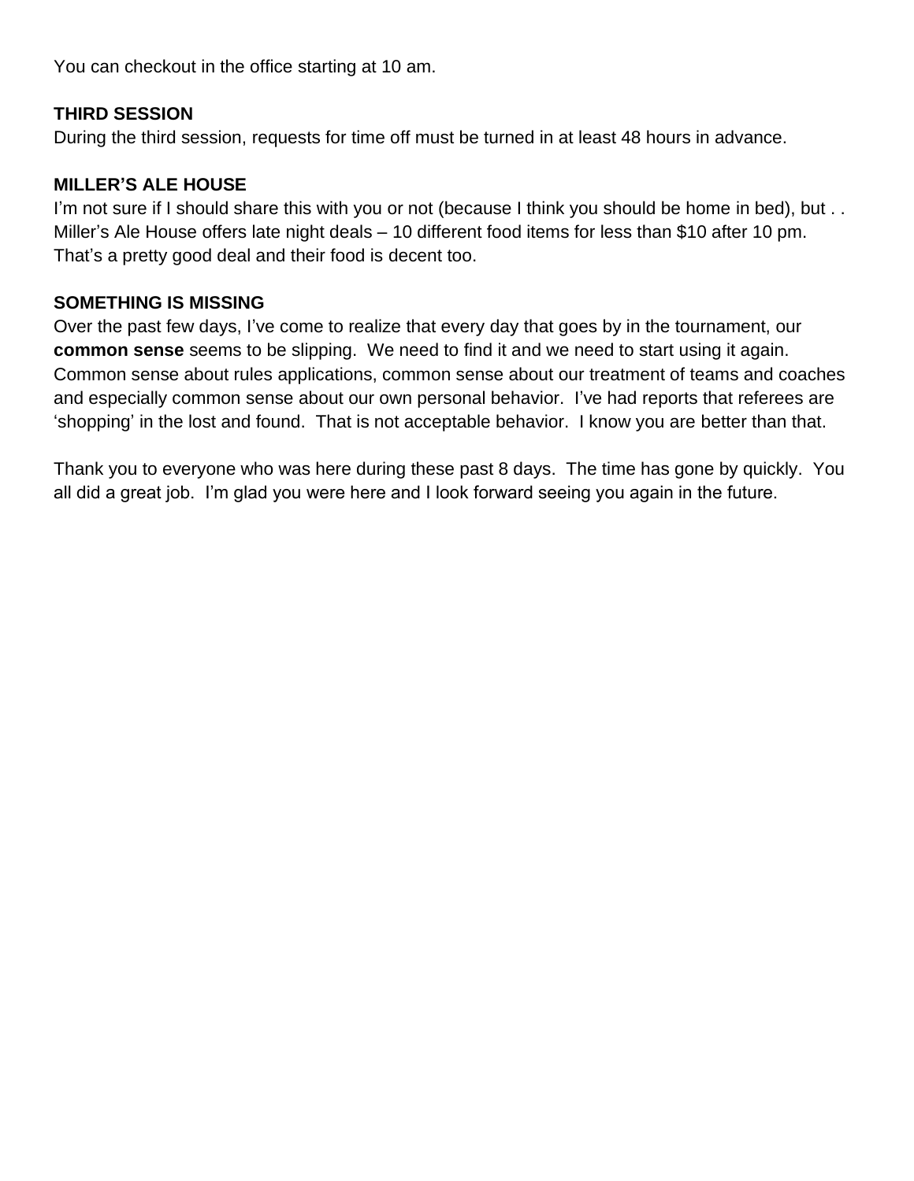You can checkout in the office starting at 10 am.

**THIRD SESSION**

During the third session, requests for time off must be turned in at least 48 hours in advance.

**MILLER'S ALE HOUSE**

I'm not sure if I should share this with you or not (because I think you should be home in bed), but . . Miller's Ale House offers late night deals – 10 different food items for less than $10 after 10 pm. That's a pretty good deal and their food is decent too.

**SOMETHING IS MISSING**

Over the past few days, I've come to realize that every day that goes by in the tournament, our **common sense** seems to be slipping. We need to find it and we need to start using it again. Common sense about rules applications, common sense about our treatment of teams and coaches and especially common sense about our own personal behavior. I've had reports that referees are 'shopping' in the lost and found. That is not acceptable behavior. I know you are better than that.

Thank you to everyone who was here during these past 8 days. The time has gone by quickly. You all did a great job. I'm glad you were here and I look forward seeing you again in the future.